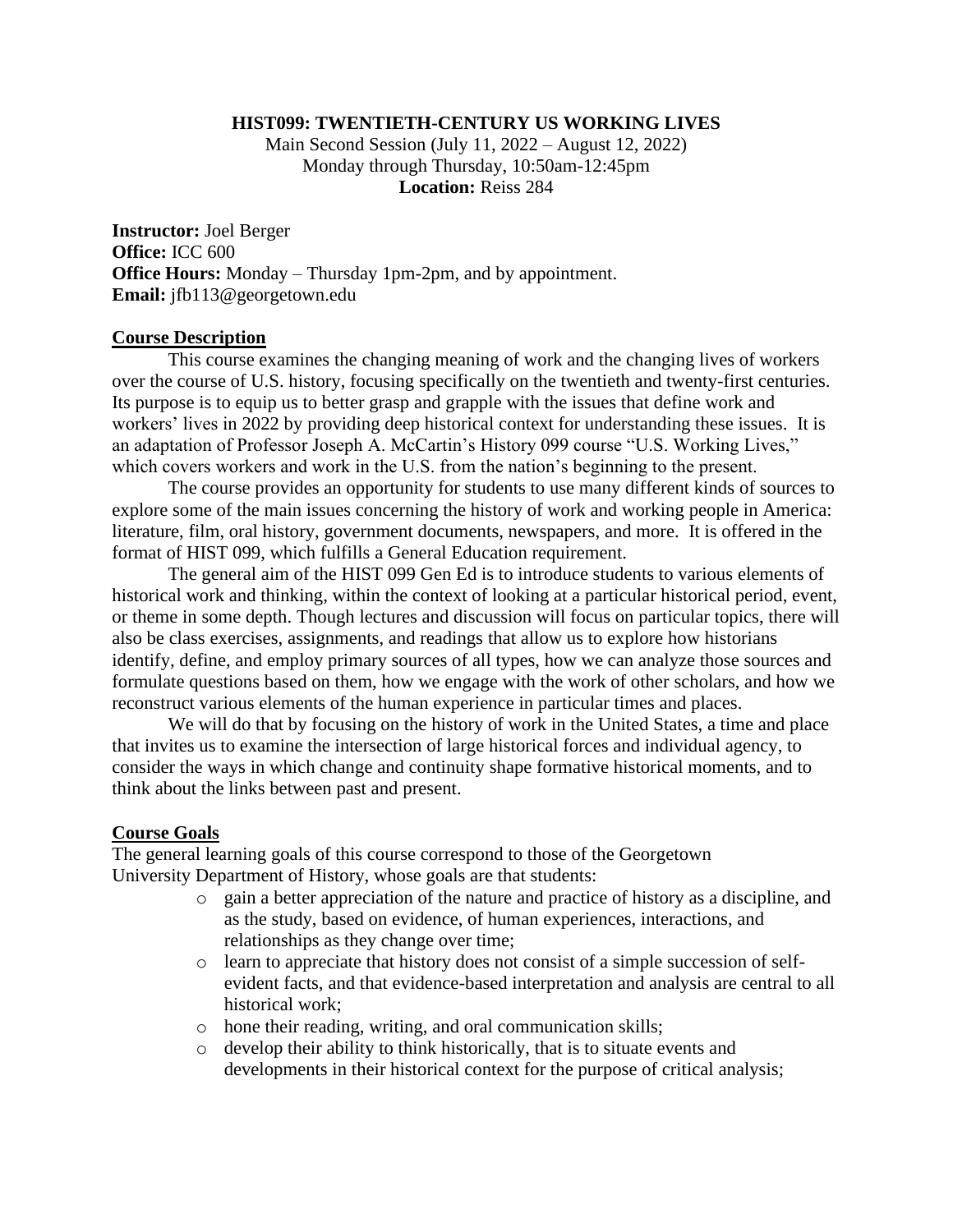# HIST099: TWENTIETH-CENTURY US WORKING LIVES

Main Second Session (July 11, 2022 – August 12, 2022)
Monday through Thursday, 10:50am-12:45pm
**Location:** Reiss 284

**Instructor:** Joel Berger
**Office:** ICC 600
**Office Hours:** Monday – Thursday 1pm-2pm, and by appointment.
**Email:** jfb113@georgetown.edu

## Course Description

This course examines the changing meaning of work and the changing lives of workers over the course of U.S. history, focusing specifically on the twentieth and twenty-first centuries. Its purpose is to equip us to better grasp and grapple with the issues that define work and workers' lives in 2022 by providing deep historical context for understanding these issues. It is an adaptation of Professor Joseph A. McCartin's History 099 course "U.S. Working Lives," which covers workers and work in the U.S. from the nation's beginning to the present.

The course provides an opportunity for students to use many different kinds of sources to explore some of the main issues concerning the history of work and working people in America: literature, film, oral history, government documents, newspapers, and more. It is offered in the format of HIST 099, which fulfills a General Education requirement.

The general aim of the HIST 099 Gen Ed is to introduce students to various elements of historical work and thinking, within the context of looking at a particular historical period, event, or theme in some depth. Though lectures and discussion will focus on particular topics, there will also be class exercises, assignments, and readings that allow us to explore how historians identify, define, and employ primary sources of all types, how we can analyze those sources and formulate questions based on them, how we engage with the work of other scholars, and how we reconstruct various elements of the human experience in particular times and places.

We will do that by focusing on the history of work in the United States, a time and place that invites us to examine the intersection of large historical forces and individual agency, to consider the ways in which change and continuity shape formative historical moments, and to think about the links between past and present.

## Course Goals

The general learning goals of this course correspond to those of the Georgetown University Department of History, whose goals are that students:

- gain a better appreciation of the nature and practice of history as a discipline, and as the study, based on evidence, of human experiences, interactions, and relationships as they change over time;
- learn to appreciate that history does not consist of a simple succession of self-evident facts, and that evidence-based interpretation and analysis are central to all historical work;
- hone their reading, writing, and oral communication skills;
- develop their ability to think historically, that is to situate events and developments in their historical context for the purpose of critical analysis;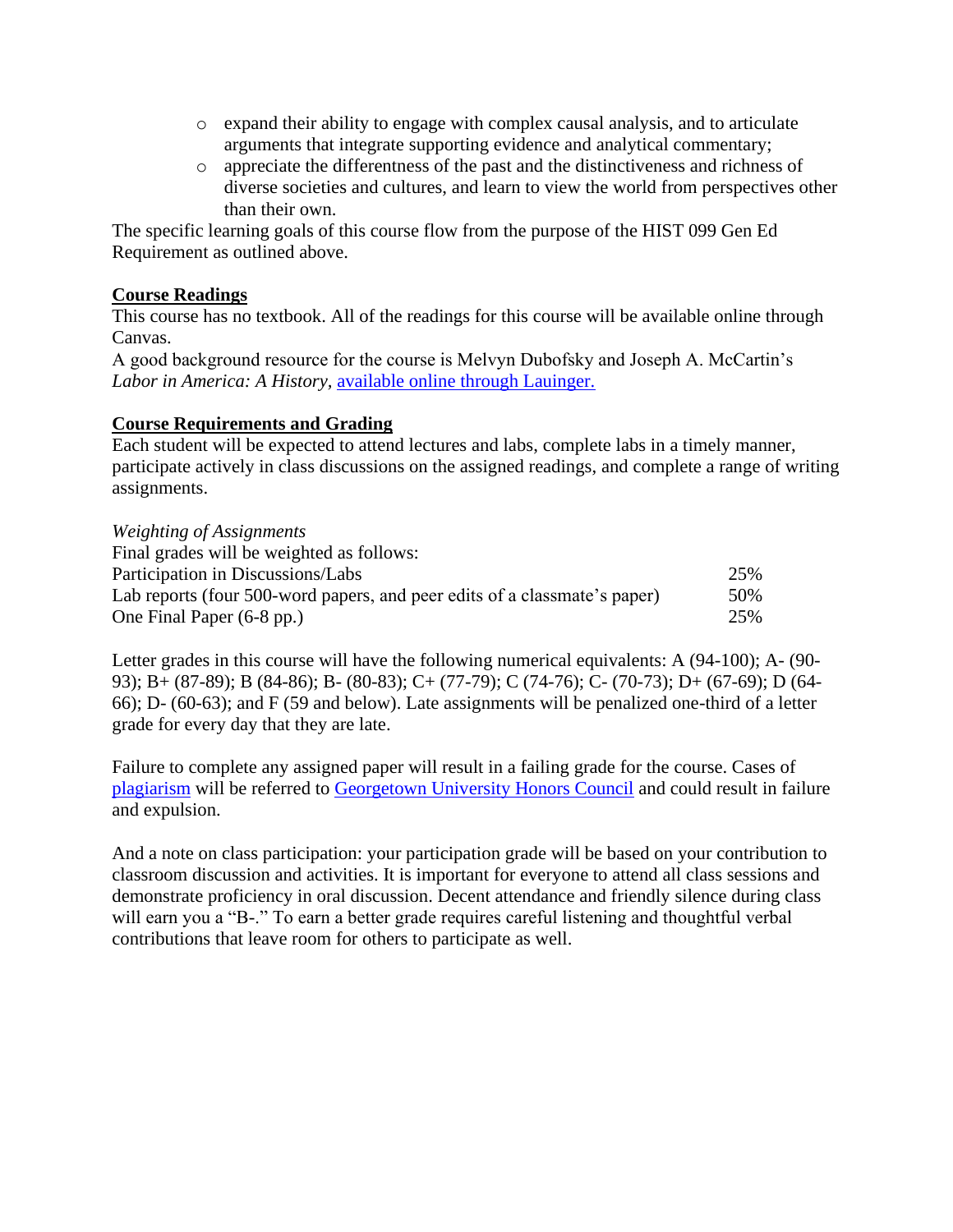- expand their ability to engage with complex causal analysis, and to articulate arguments that integrate supporting evidence and analytical commentary;
- appreciate the differentness of the past and the distinctiveness and richness of diverse societies and cultures, and learn to view the world from perspectives other than their own.

The specific learning goals of this course flow from the purpose of the HIST 099 Gen Ed Requirement as outlined above.

**Course Readings**

This course has no textbook. All of the readings for this course will be available online through Canvas.

A good background resource for the course is Melvyn Dubofsky and Joseph A. McCartin's *Labor in America: A History,* available online through Lauinger.

**Course Requirements and Grading**

Each student will be expected to attend lectures and labs, complete labs in a timely manner, participate actively in class discussions on the assigned readings, and complete a range of writing assignments.

*Weighting of Assignments*

Final grades will be weighted as follows:

| | |
|---|---|
| Participation in Discussions/Labs | 25% |
| Lab reports (four 500-word papers, and peer edits of a classmate's paper) | 50% |
| One Final Paper (6-8 pp.) | 25% |

Letter grades in this course will have the following numerical equivalents: A (94-100); A- (90-93); B+ (87-89); B (84-86); B- (80-83); C+ (77-79); C (74-76); C- (70-73); D+ (67-69); D (64-66); D- (60-63); and F (59 and below). Late assignments will be penalized one-third of a letter grade for every day that they are late.

Failure to complete any assigned paper will result in a failing grade for the course. Cases of plagiarism will be referred to Georgetown University Honors Council and could result in failure and expulsion.

And a note on class participation: your participation grade will be based on your contribution to classroom discussion and activities. It is important for everyone to attend all class sessions and demonstrate proficiency in oral discussion. Decent attendance and friendly silence during class will earn you a "B-." To earn a better grade requires careful listening and thoughtful verbal contributions that leave room for others to participate as well.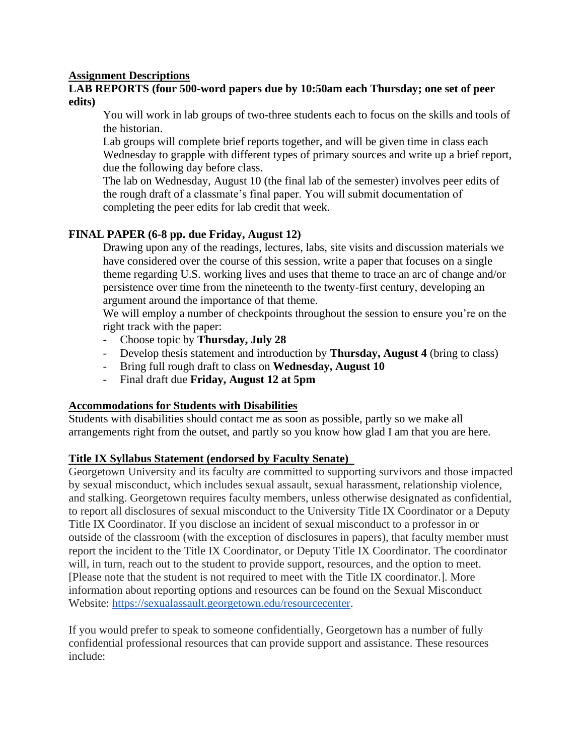**Assignment Descriptions**

**LAB REPORTS (four 500-word papers due by 10:50am each Thursday; one set of peer edits)**

You will work in lab groups of two-three students each to focus on the skills and tools of the historian.

Lab groups will complete brief reports together, and will be given time in class each Wednesday to grapple with different types of primary sources and write up a brief report, due the following day before class.

The lab on Wednesday, August 10 (the final lab of the semester) involves peer edits of the rough draft of a classmate's final paper. You will submit documentation of completing the peer edits for lab credit that week.

**FINAL PAPER (6-8 pp. due Friday, August 12)**

Drawing upon any of the readings, lectures, labs, site visits and discussion materials we have considered over the course of this session, write a paper that focuses on a single theme regarding U.S. working lives and uses that theme to trace an arc of change and/or persistence over time from the nineteenth to the twenty-first century, developing an argument around the importance of that theme.

We will employ a number of checkpoints throughout the session to ensure you're on the right track with the paper:

- Choose topic by **Thursday, July 28**
- Develop thesis statement and introduction by **Thursday, August 4** (bring to class)
- Bring full rough draft to class on **Wednesday, August 10**
- Final draft due **Friday, August 12 at 5pm**

**Accommodations for Students with Disabilities**

Students with disabilities should contact me as soon as possible, partly so we make all arrangements right from the outset, and partly so you know how glad I am that you are here.

**Title IX Syllabus Statement (endorsed by Faculty Senate)**

Georgetown University and its faculty are committed to supporting survivors and those impacted by sexual misconduct, which includes sexual assault, sexual harassment, relationship violence, and stalking. Georgetown requires faculty members, unless otherwise designated as confidential, to report all disclosures of sexual misconduct to the University Title IX Coordinator or a Deputy Title IX Coordinator. If you disclose an incident of sexual misconduct to a professor in or outside of the classroom (with the exception of disclosures in papers), that faculty member must report the incident to the Title IX Coordinator, or Deputy Title IX Coordinator. The coordinator will, in turn, reach out to the student to provide support, resources, and the option to meet. [Please note that the student is not required to meet with the Title IX coordinator.]. More information about reporting options and resources can be found on the Sexual Misconduct Website: https://sexualassault.georgetown.edu/resourcecenter.

If you would prefer to speak to someone confidentially, Georgetown has a number of fully confidential professional resources that can provide support and assistance. These resources include: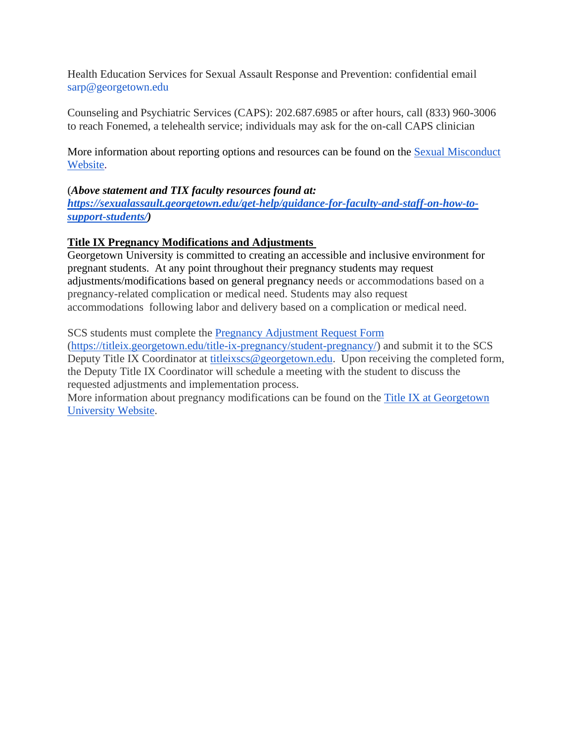Health Education Services for Sexual Assault Response and Prevention: confidential email sarp@georgetown.edu

Counseling and Psychiatric Services (CAPS): 202.687.6985 or after hours, call (833) 960-3006 to reach Fonemed, a telehealth service; individuals may ask for the on-call CAPS clinician

More information about reporting options and resources can be found on the [Sexual Misconduct Website](#).

(***Above statement and TIX faculty resources found at: [https://sexualassault.georgetown.edu/get-help/guidance-for-faculty-and-staff-on-how-to-support-students/](https://sexualassault.georgetown.edu/get-help/guidance-for-faculty-and-staff-on-how-to-support-students/)***)

**Title IX Pregnancy Modifications and Adjustments**

Georgetown University is committed to creating an accessible and inclusive environment for pregnant students. At any point throughout their pregnancy students may request adjustments/modifications based on general pregnancy needs or accommodations based on a pregnancy-related complication or medical need. Students may also request accommodations following labor and delivery based on a complication or medical need.

SCS students must complete the [Pregnancy Adjustment Request Form](https://titleix.georgetown.edu/title-ix-pregnancy/student-pregnancy/) ([https://titleix.georgetown.edu/title-ix-pregnancy/student-pregnancy/](https://titleix.georgetown.edu/title-ix-pregnancy/student-pregnancy/)) and submit it to the SCS Deputy Title IX Coordinator at titleixscs@georgetown.edu. Upon receiving the completed form, the Deputy Title IX Coordinator will schedule a meeting with the student to discuss the requested adjustments and implementation process.

More information about pregnancy modifications can be found on the [Title IX at Georgetown University Website](#).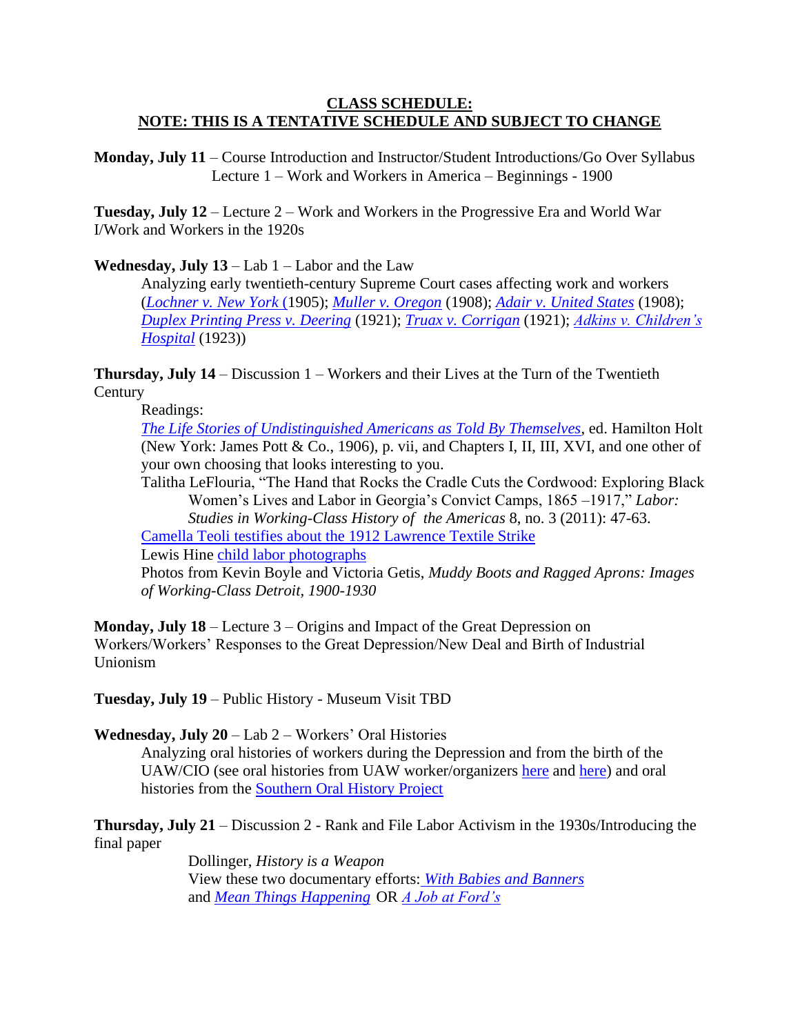**CLASS SCHEDULE:**
**NOTE: THIS IS A TENTATIVE SCHEDULE AND SUBJECT TO CHANGE**

**Monday, July 11** – Course Introduction and Instructor/Student Introductions/Go Over Syllabus
Lecture 1 – Work and Workers in America – Beginnings - 1900

**Tuesday, July 12** – Lecture 2 – Work and Workers in the Progressive Era and World War I/Work and Workers in the 1920s

**Wednesday, July 13** – Lab 1 – Labor and the Law

Analyzing early twentieth-century Supreme Court cases affecting work and workers (*Lochner v. New York* (1905); *Muller v. Oregon* (1908); *Adair v. United States* (1908); *Duplex Printing Press v. Deering* (1921); *Truax v. Corrigan* (1921); *Adkins v. Children's Hospital* (1923))

**Thursday, July 14** – Discussion 1 – Workers and their Lives at the Turn of the Twentieth Century

Readings:

*The Life Stories of Undistinguished Americans as Told By Themselves*, ed. Hamilton Holt (New York: James Pott & Co., 1906), p. vii, and Chapters I, II, III, XVI, and one other of your own choosing that looks interesting to you.

Talitha LeFlouria, "The Hand that Rocks the Cradle Cuts the Cordwood: Exploring Black Women's Lives and Labor in Georgia's Convict Camps, 1865 –1917," *Labor: Studies in Working-Class History of the Americas* 8, no. 3 (2011): 47-63.

Camella Teoli testifies about the 1912 Lawrence Textile Strike

Lewis Hine child labor photographs

Photos from Kevin Boyle and Victoria Getis, *Muddy Boots and Ragged Aprons: Images of Working-Class Detroit, 1900-1930*

**Monday, July 18** – Lecture 3 – Origins and Impact of the Great Depression on Workers/Workers' Responses to the Great Depression/New Deal and Birth of Industrial Unionism

**Tuesday, July 19** – Public History - Museum Visit TBD

**Wednesday, July 20** – Lab 2 – Workers' Oral Histories

Analyzing oral histories of workers during the Depression and from the birth of the UAW/CIO (see oral histories from UAW worker/organizers here and here) and oral histories from the Southern Oral History Project

**Thursday, July 21** – Discussion 2 - Rank and File Labor Activism in the 1930s/Introducing the final paper

Dollinger, *History is a Weapon*

View these two documentary efforts: *With Babies and Banners* and *Mean Things Happening* OR *A Job at Ford's*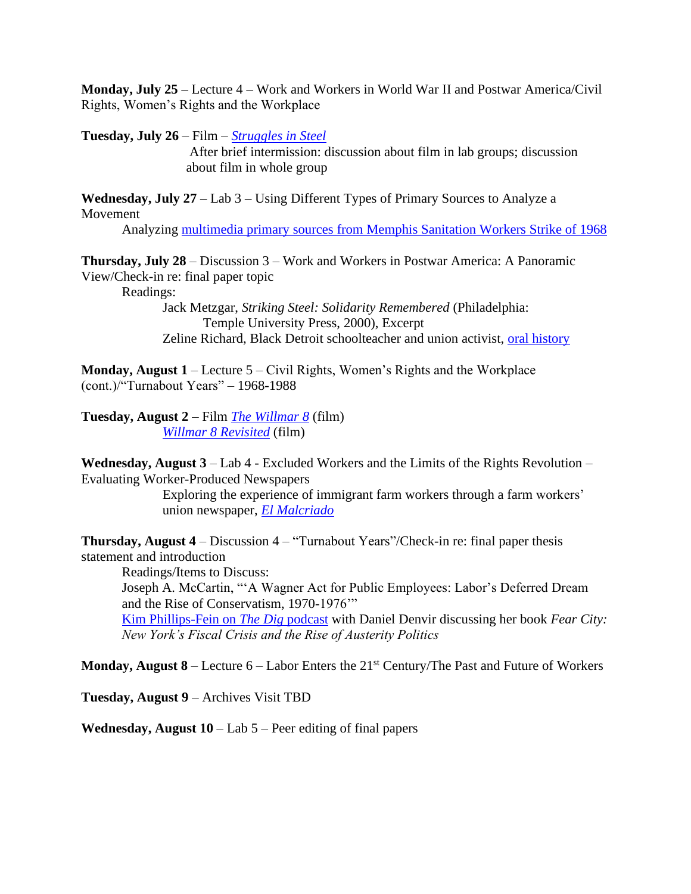**Monday, July 25** – Lecture 4 – Work and Workers in World War II and Postwar America/Civil Rights, Women's Rights and the Workplace

**Tuesday, July 26** – Film – *Struggles in Steel*

After brief intermission: discussion about film in lab groups; discussion about film in whole group

**Wednesday, July 27** – Lab 3 – Using Different Types of Primary Sources to Analyze a Movement

Analyzing multimedia primary sources from Memphis Sanitation Workers Strike of 1968

**Thursday, July 28** – Discussion 3 – Work and Workers in Postwar America: A Panoramic View/Check-in re: final paper topic

Readings:

Jack Metzgar, *Striking Steel: Solidarity Remembered* (Philadelphia: Temple University Press, 2000), Excerpt

Zeline Richard, Black Detroit schoolteacher and union activist, oral history

**Monday, August 1** – Lecture 5 – Civil Rights, Women's Rights and the Workplace (cont.)/"Turnabout Years" – 1968-1988

**Tuesday, August 2** – Film *The Willmar 8* (film)

*Willmar 8 Revisited* (film)

**Wednesday, August 3** – Lab 4 - Excluded Workers and the Limits of the Rights Revolution – Evaluating Worker-Produced Newspapers

Exploring the experience of immigrant farm workers through a farm workers' union newspaper, *El Malcriado*

**Thursday, August 4** – Discussion 4 – "Turnabout Years"/Check-in re: final paper thesis statement and introduction

Readings/Items to Discuss:

Joseph A. McCartin, "'A Wagner Act for Public Employees: Labor's Deferred Dream and the Rise of Conservatism, 1970-1976'"

Kim Phillips-Fein on *The Dig* podcast with Daniel Denvir discussing her book *Fear City: New York's Fiscal Crisis and the Rise of Austerity Politics*

**Monday, August 8** – Lecture 6 – Labor Enters the 21st Century/The Past and Future of Workers

**Tuesday, August 9** – Archives Visit TBD

**Wednesday, August 10** – Lab 5 – Peer editing of final papers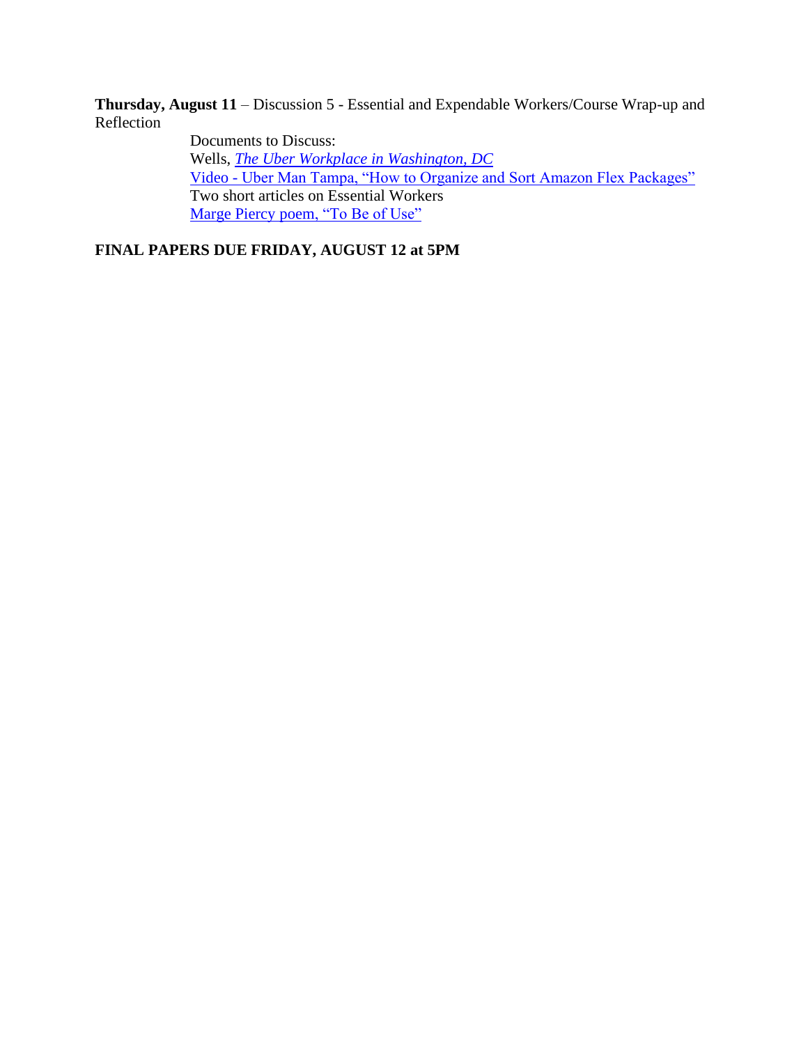**Thursday, August 11** – Discussion 5 - Essential and Expendable Workers/Course Wrap-up and Reflection

Documents to Discuss:
Wells, *The Uber Workplace in Washington, DC*
Video - Uber Man Tampa, "How to Organize and Sort Amazon Flex Packages"
Two short articles on Essential Workers
Marge Piercy poem, "To Be of Use"

**FINAL PAPERS DUE FRIDAY, AUGUST 12 at 5PM**